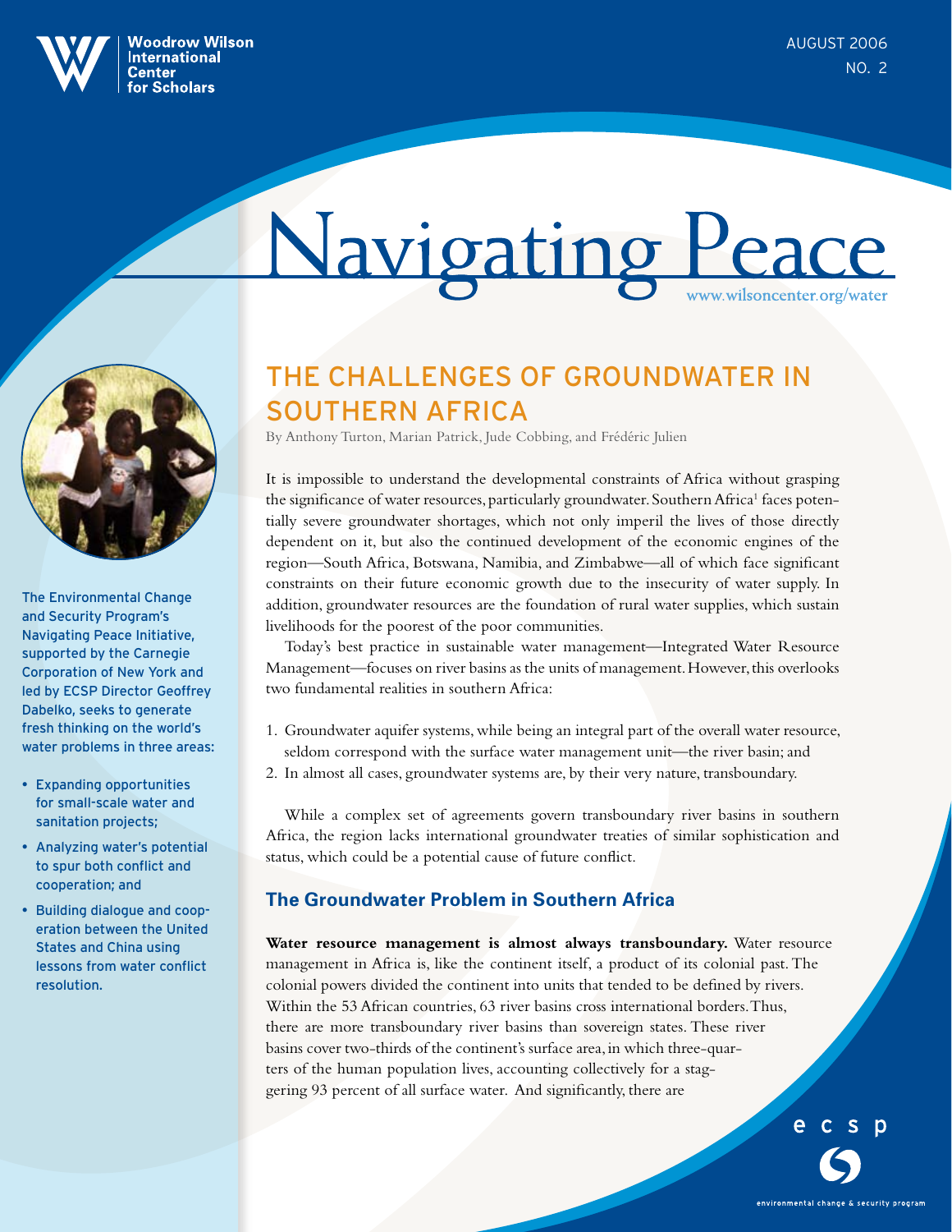Woodrow Wilson International Center for Scholars

AUGUST 2006
NO. 2

# Navigating Peace

www.wilsoncenter.org/water

The Environmental Change and Security Program's Navigating Peace Initiative, supported by the Carnegie Corporation of New York and led by ECSP Director Geoffrey Dabelko, seeks to generate fresh thinking on the world's water problems in three areas:

- Expanding opportunities for small-scale water and sanitation projects;
- Analyzing water's potential to spur both conflict and cooperation; and
- Building dialogue and cooperation between the United States and China using lessons from water conflict resolution.

## THE CHALLENGES OF GROUNDWATER IN SOUTHERN AFRICA

By Anthony Turton, Marian Patrick, Jude Cobbing, and Frédéric Julien

It is impossible to understand the developmental constraints of Africa without grasping the significance of water resources, particularly groundwater. Southern Africa[1] faces potentially severe groundwater shortages, which not only imperil the lives of those directly dependent on it, but also the continued development of the economic engines of the region—South Africa, Botswana, Namibia, and Zimbabwe—all of which face significant constraints on their future economic growth due to the insecurity of water supply. In addition, groundwater resources are the foundation of rural water supplies, which sustain livelihoods for the poorest of the poor communities.

Today's best practice in sustainable water management—Integrated Water Resource Management—focuses on river basins as the units of management. However, this overlooks two fundamental realities in southern Africa:

1. Groundwater aquifer systems, while being an integral part of the overall water resource, seldom correspond with the surface water management unit—the river basin; and
2. In almost all cases, groundwater systems are, by their very nature, transboundary.

While a complex set of agreements govern transboundary river basins in southern Africa, the region lacks international groundwater treaties of similar sophistication and status, which could be a potential cause of future conflict.

### The Groundwater Problem in Southern Africa

**Water resource management is almost always transboundary.** Water resource management in Africa is, like the continent itself, a product of its colonial past. The colonial powers divided the continent into units that tended to be defined by rivers. Within the 53 African countries, 63 river basins cross international borders. Thus, there are more transboundary river basins than sovereign states. These river basins cover two-thirds of the continent's surface area, in which three-quarters of the human population lives, accounting collectively for a staggering 93 percent of all surface water. And significantly, there are

ecsp
environmental change & security program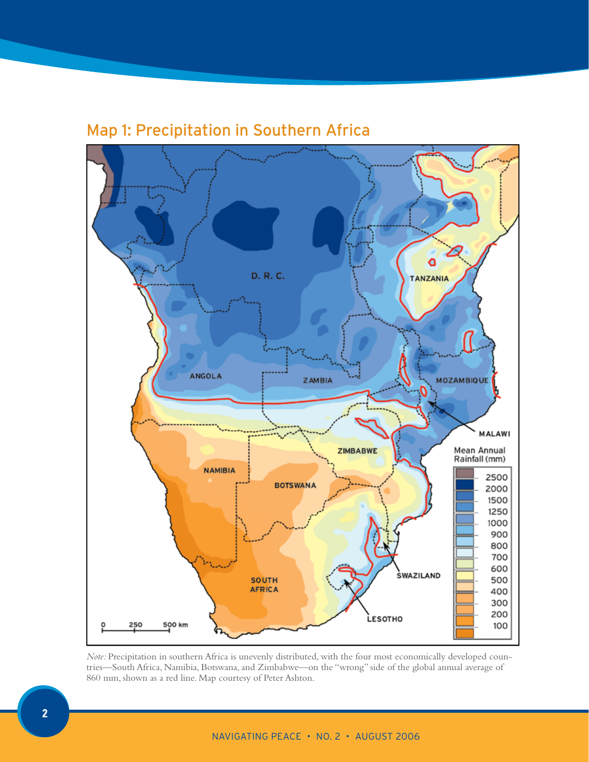## Map 1: Precipitation in Southern Africa

D. R. C.

TANZANIA

ANGOLA

ZAMBIA

MOZAMBIQUE

MALAWI

ZIMBABWE

NAMIBIA

BOTSWANA

SOUTH AFRICA

SWAZILAND

LESOTHO

Mean Annual Rainfall (mm)

2500
2000
1500
1250
1000
900
800
700
600
500
400
300
200
100

0 250 500 km

*Note:* Precipitation in southern Africa is unevenly distributed, with the four most economically developed countries—South Africa, Namibia, Botswana, and Zimbabwe—on the "wrong" side of the global annual average of 860 mm, shown as a red line. Map courtesy of Peter Ashton.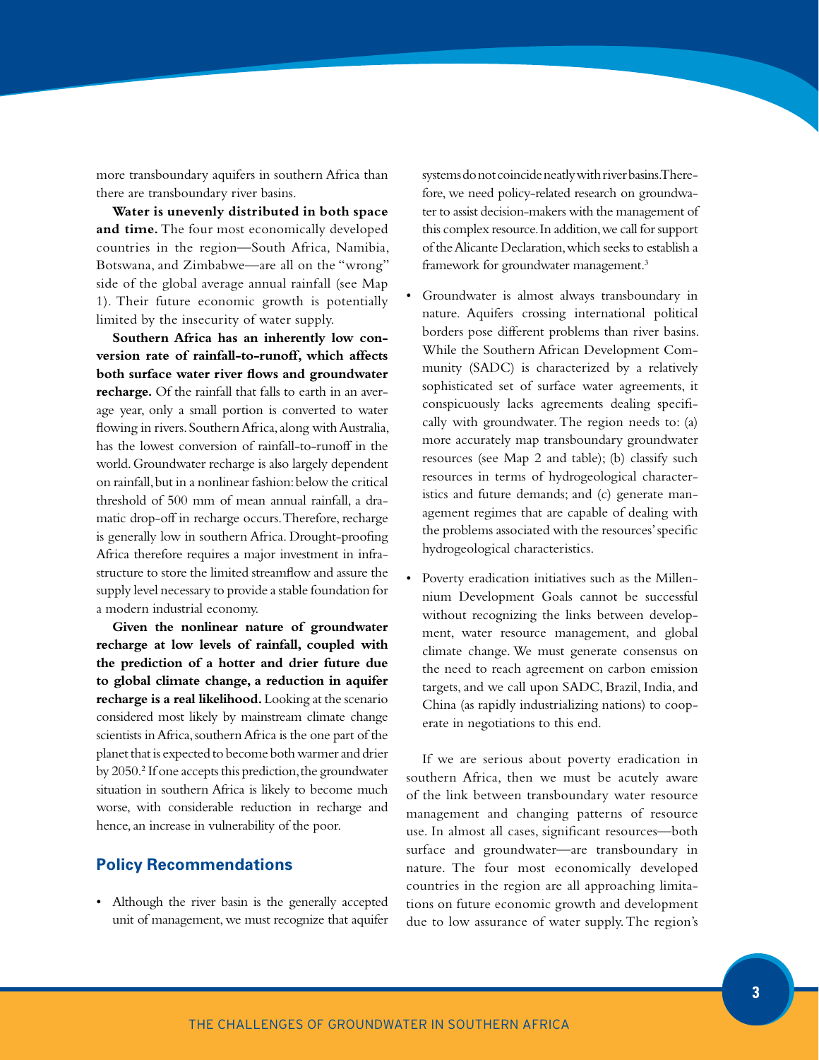more transboundary aquifers in southern Africa than there are transboundary river basins.

**Water is unevenly distributed in both space and time.** The four most economically developed countries in the region—South Africa, Namibia, Botswana, and Zimbabwe—are all on the "wrong" side of the global average annual rainfall (see Map 1). Their future economic growth is potentially limited by the insecurity of water supply.

**Southern Africa has an inherently low conversion rate of rainfall-to-runoff, which affects both surface water river flows and groundwater recharge.** Of the rainfall that falls to earth in an average year, only a small portion is converted to water flowing in rivers. Southern Africa, along with Australia, has the lowest conversion of rainfall-to-runoff in the world. Groundwater recharge is also largely dependent on rainfall, but in a nonlinear fashion: below the critical threshold of 500 mm of mean annual rainfall, a dramatic drop-off in recharge occurs. Therefore, recharge is generally low in southern Africa. Drought-proofing Africa therefore requires a major investment in infrastructure to store the limited streamflow and assure the supply level necessary to provide a stable foundation for a modern industrial economy.

**Given the nonlinear nature of groundwater recharge at low levels of rainfall, coupled with the prediction of a hotter and drier future due to global climate change, a reduction in aquifer recharge is a real likelihood.** Looking at the scenario considered most likely by mainstream climate change scientists in Africa, southern Africa is the one part of the planet that is expected to become both warmer and drier by 2050.[2] If one accepts this prediction, the groundwater situation in southern Africa is likely to become much worse, with considerable reduction in recharge and hence, an increase in vulnerability of the poor.

## Policy Recommendations

- Although the river basin is the generally accepted unit of management, we must recognize that aquifer systems do not coincide neatly with river basins. Therefore, we need policy-related research on groundwater to assist decision-makers with the management of this complex resource. In addition, we call for support of the Alicante Declaration, which seeks to establish a framework for groundwater management.[3]
- Groundwater is almost always transboundary in nature. Aquifers crossing international political borders pose different problems than river basins. While the Southern African Development Community (SADC) is characterized by a relatively sophisticated set of surface water agreements, it conspicuously lacks agreements dealing specifically with groundwater. The region needs to: (a) more accurately map transboundary groundwater resources (see Map 2 and table); (b) classify such resources in terms of hydrogeological characteristics and future demands; and (c) generate management regimes that are capable of dealing with the problems associated with the resources' specific hydrogeological characteristics.
- Poverty eradication initiatives such as the Millennium Development Goals cannot be successful without recognizing the links between development, water resource management, and global climate change. We must generate consensus on the need to reach agreement on carbon emission targets, and we call upon SADC, Brazil, India, and China (as rapidly industrializing nations) to cooperate in negotiations to this end.

If we are serious about poverty eradication in southern Africa, then we must be acutely aware of the link between transboundary water resource management and changing patterns of resource use. In almost all cases, significant resources—both surface and groundwater—are transboundary in nature. The four most economically developed countries in the region are all approaching limitations on future economic growth and development due to low assurance of water supply. The region's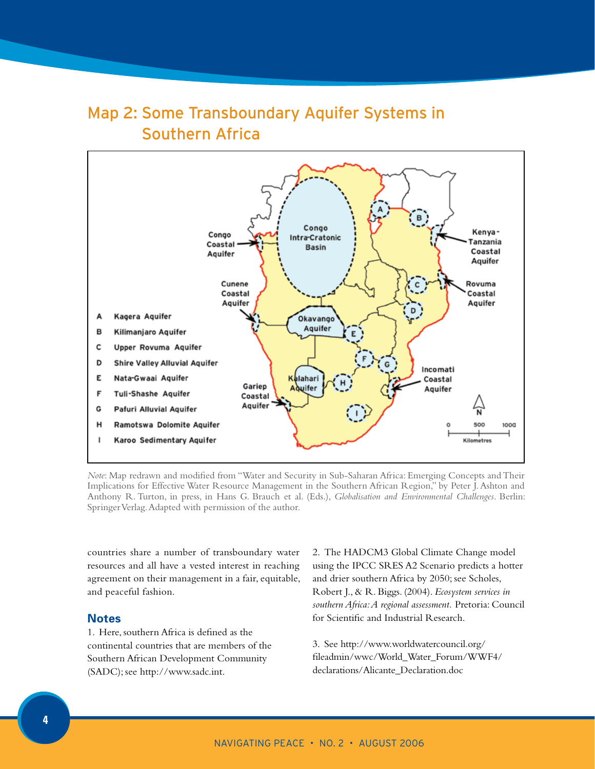## Map 2: Some Transboundary Aquifer Systems in Southern Africa

Congo Coastal Aquifer
Congo Intra-Cratonic Basin
Kenya-Tanzania Coastal Aquifer
Rovuma Coastal Aquifer
Cunene Coastal Aquifer
Okavango Aquifer
Incomati Coastal Aquifer
Kalahari Aquifer
Gariep Coastal Aquifer

A Kagera Aquifer
B Kilimanjaro Aquifer
C Upper Rovuma Aquifer
D Shire Valley Alluvial Aquifer
E Nata-Gwaai Aquifer
F Tuli-Shashe Aquifer
G Pafuri Alluvial Aquifer
H Ramotswa Dolomite Aquifer
I Karoo Sedimentary Aquifer

N
0 500 1000
Kilometres

*Note*: Map redrawn and modified from "Water and Security in Sub-Saharan Africa: Emerging Concepts and Their Implications for Effective Water Resource Management in the Southern African Region," by Peter J. Ashton and Anthony R. Turton, in press, in Hans G. Brauch et al. (Eds.), *Globalisation and Environmental Challenges*. Berlin: Springer Verlag. Adapted with permission of the author.

countries share a number of transboundary water resources and all have a vested interest in reaching agreement on their management in a fair, equitable, and peaceful fashion.

### Notes

1. Here, southern Africa is defined as the continental countries that are members of the Southern African Development Community (SADC); see http://www.sadc.int.

2. The HADCM3 Global Climate Change model using the IPCC SRES A2 Scenario predicts a hotter and drier southern Africa by 2050; see Scholes, Robert J., & R. Biggs. (2004). *Ecosystem services in southern Africa: A regional assessment.* Pretoria: Council for Scientific and Industrial Research.

3. See http://www.worldwatercouncil.org/fileadmin/wwc/World_Water_Forum/WWF4/declarations/Alicante_Declaration.doc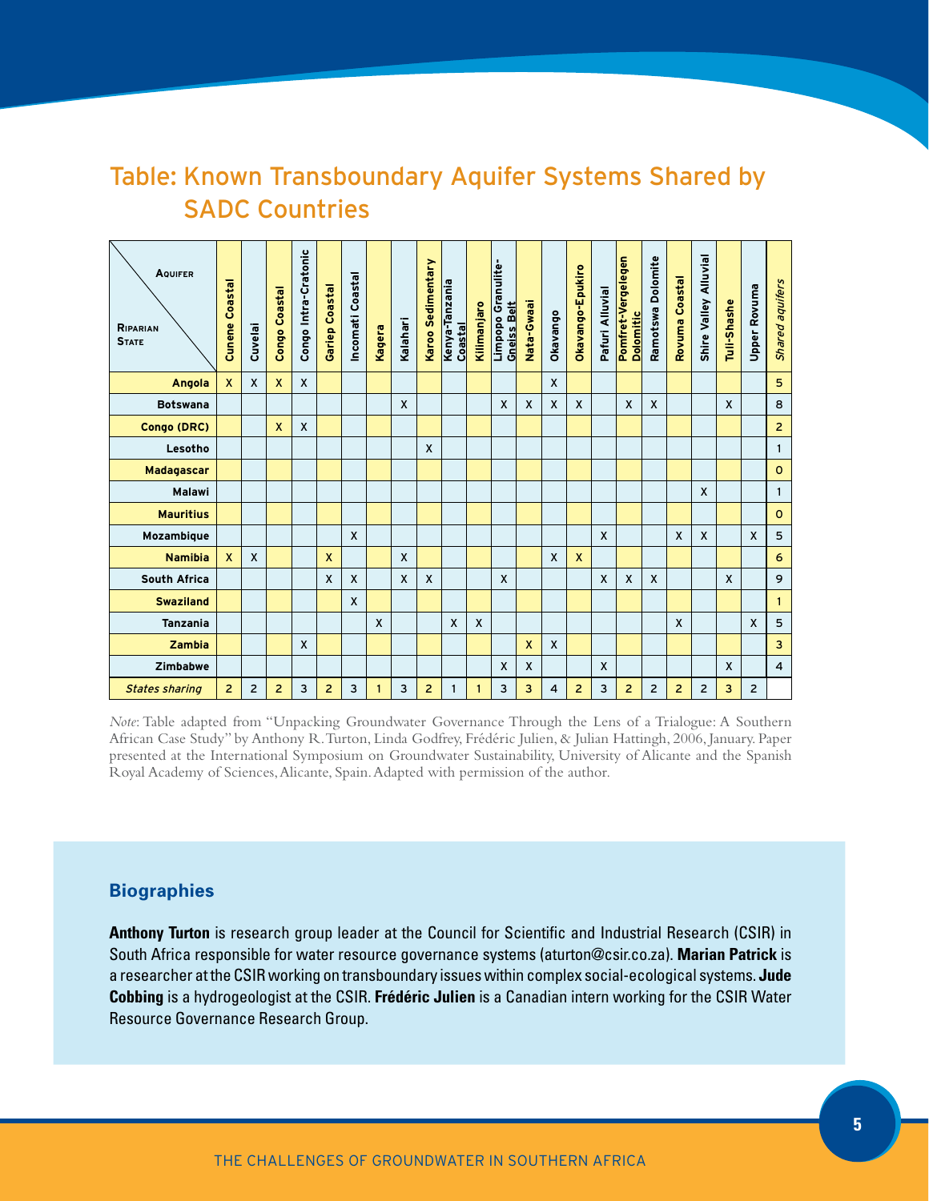## Table: Known Transboundary Aquifer Systems Shared by SADC Countries

| Aquifer / Riparian State | Cunene Coastal | Cuvelai | Congo Coastal | Congo Intra-Cratonic | Gariep Coastal | Incomati Coastal | Kagera | Kalahari | Karoo Sedimentary | Kenya-Tanzania Coastal | Kilimanjaro | Limpopo Granulite-Gneiss Belt | Nata-Gwaai | Okavango | Okavango-Epukiro | Pafuri Alluvial | Pomfret-Vergelegen Dolomitic | Ramotswa Dolomite | Rovuma Coastal | Shire Valley Alluvial | Tuli-Shashe | Upper Rovuma | *Shared aquifers* |
|---|---|---|---|---|---|---|---|---|---|---|---|---|---|---|---|---|---|---|---|---|---|---|---|
| **Angola** | X | X | X | X | | | | | | | | | | X | | | | | | | | | 5 |
| **Botswana** | | | | | | | | X | | | | X | X | X | X | | X | X | | | X | | 8 |
| **Congo (DRC)** | | | X | X | | | | | | | | | | | | | | | | | | | 2 |
| **Lesotho** | | | | | | | | | X | | | | | | | | | | | | | | 1 |
| **Madagascar** | | | | | | | | | | | | | | | | | | | | | | | 0 |
| **Malawi** | | | | | | | | | | | | | | | | | | | | X | | | 1 |
| **Mauritius** | | | | | | | | | | | | | | | | | | | | | | | 0 |
| **Mozambique** | | | | | | X | | | | | | | | | | X | | | X | X | | X | 5 |
| **Namibia** | X | X | | | X | | | X | | | | | | X | X | | | | | | | | 6 |
| **South Africa** | | | | | X | X | | X | X | | | X | | | | X | X | X | | | X | | 9 |
| **Swaziland** | | | | | | X | | | | | | | | | | | | | | | | | 1 |
| **Tanzania** | | | | | | | X | | | X | X | | | | | | | | X | | | X | 5 |
| **Zambia** | | | | X | | | | | | | | | X | X | | | | | | | | | 3 |
| **Zimbabwe** | | | | | | | | | | | | X | X | | | X | | | | | X | | 4 |
| ***States sharing*** | 2 | 2 | 2 | 3 | 2 | 3 | 1 | 3 | 2 | 1 | 1 | 3 | 3 | 4 | 2 | 3 | 2 | 2 | 2 | 2 | 3 | 2 | |

*Note*: Table adapted from "Unpacking Groundwater Governance Through the Lens of a Trialogue: A Southern African Case Study" by Anthony R. Turton, Linda Godfrey, Frédéric Julien, & Julian Hattingh, 2006, January. Paper presented at the International Symposium on Groundwater Sustainability, University of Alicante and the Spanish Royal Academy of Sciences, Alicante, Spain. Adapted with permission of the author.

### Biographies

**Anthony Turton** is research group leader at the Council for Scientific and Industrial Research (CSIR) in South Africa responsible for water resource governance systems (aturton@csir.co.za). **Marian Patrick** is a researcher at the CSIR working on transboundary issues within complex social-ecological systems. **Jude Cobbing** is a hydrogeologist at the CSIR. **Frédéric Julien** is a Canadian intern working for the CSIR Water Resource Governance Research Group.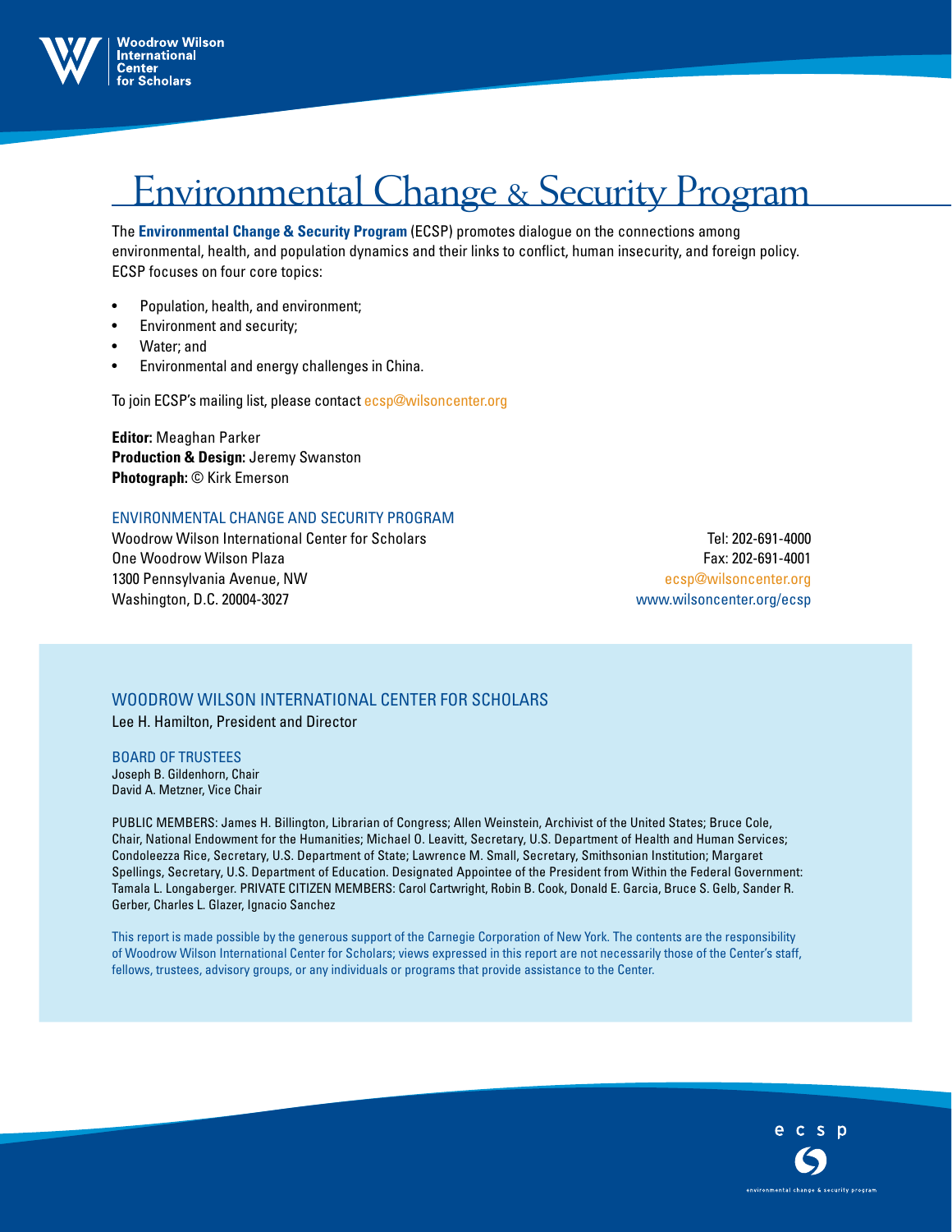Woodrow Wilson International Center for Scholars

# Environmental Change & Security Program

The **Environmental Change & Security Program** (ECSP) promotes dialogue on the connections among environmental, health, and population dynamics and their links to conflict, human insecurity, and foreign policy. ECSP focuses on four core topics:

- Population, health, and environment;
- Environment and security;
- Water; and
- Environmental and energy challenges in China.

To join ECSP's mailing list, please contact ecsp@wilsoncenter.org

**Editor:** Meaghan Parker
**Production & Design:** Jeremy Swanston
**Photograph:** © Kirk Emerson

ENVIRONMENTAL CHANGE AND SECURITY PROGRAM
Woodrow Wilson International Center for Scholars
One Woodrow Wilson Plaza
1300 Pennsylvania Avenue, NW
Washington, D.C. 20004-3027

Tel: 202-691-4000
Fax: 202-691-4001
ecsp@wilsoncenter.org
www.wilsoncenter.org/ecsp

## WOODROW WILSON INTERNATIONAL CENTER FOR SCHOLARS

Lee H. Hamilton, President and Director

BOARD OF TRUSTEES
Joseph B. Gildenhorn, Chair
David A. Metzner, Vice Chair

PUBLIC MEMBERS: James H. Billington, Librarian of Congress; Allen Weinstein, Archivist of the United States; Bruce Cole, Chair, National Endowment for the Humanities; Michael O. Leavitt, Secretary, U.S. Department of Health and Human Services; Condoleezza Rice, Secretary, U.S. Department of State; Lawrence M. Small, Secretary, Smithsonian Institution; Margaret Spellings, Secretary, U.S. Department of Education. Designated Appointee of the President from Within the Federal Government: Tamala L. Longaberger. PRIVATE CITIZEN MEMBERS: Carol Cartwright, Robin B. Cook, Donald E. Garcia, Bruce S. Gelb, Sander R. Gerber, Charles L. Glazer, Ignacio Sanchez

This report is made possible by the generous support of the Carnegie Corporation of New York. The contents are the responsibility of Woodrow Wilson International Center for Scholars; views expressed in this report are not necessarily those of the Center's staff, fellows, trustees, advisory groups, or any individuals or programs that provide assistance to the Center.

ecsp
environmental change & security program